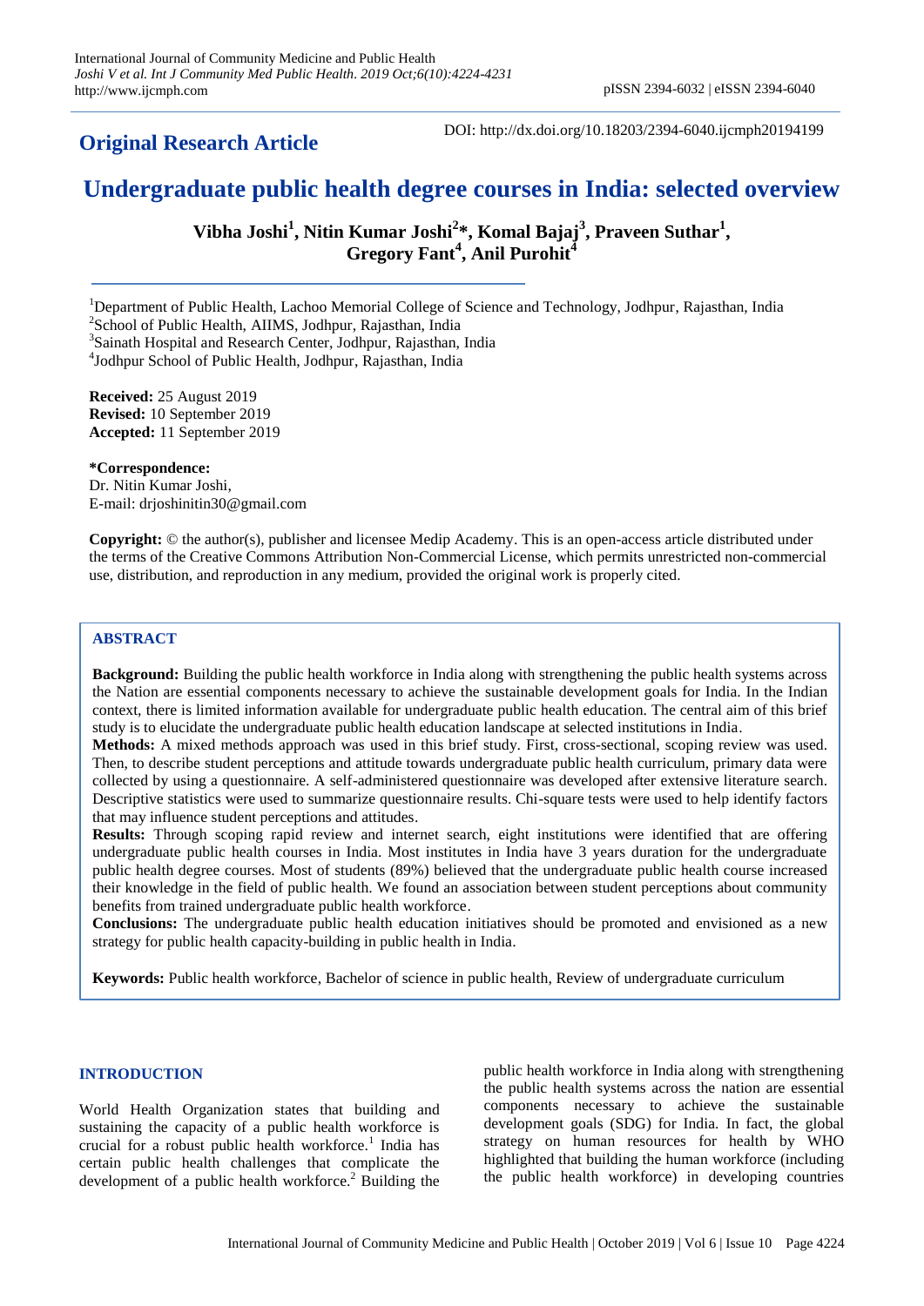**Original Research Article**

DOI: http://dx.doi.org/10.18203/2394-6040.ijcmph20194199

# Undergraduate public health degree courses in India: selected overview

**Vibha Joshi[1], Nitin Kumar Joshi[2]*, Komal Bajaj[3], Praveen Suthar[1], Gregory Fant[4], Anil Purohit[4]**

[1]Department of Public Health, Lachoo Memorial College of Science and Technology, Jodhpur, Rajasthan, India
[2]School of Public Health, AIIMS, Jodhpur, Rajasthan, India
[3]Sainath Hospital and Research Center, Jodhpur, Rajasthan, India
[4]Jodhpur School of Public Health, Jodhpur, Rajasthan, India

**Received:** 25 August 2019
**Revised:** 10 September 2019
**Accepted:** 11 September 2019

***Correspondence:**
Dr. Nitin Kumar Joshi,
E-mail: drjoshinitin30@gmail.com

**Copyright:** © the author(s), publisher and licensee Medip Academy. This is an open-access article distributed under the terms of the Creative Commons Attribution Non-Commercial License, which permits unrestricted non-commercial use, distribution, and reproduction in any medium, provided the original work is properly cited.

## ABSTRACT

**Background:** Building the public health workforce in India along with strengthening the public health systems across the Nation are essential components necessary to achieve the sustainable development goals for India. In the Indian context, there is limited information available for undergraduate public health education. The central aim of this brief study is to elucidate the undergraduate public health education landscape at selected institutions in India.

**Methods:** A mixed methods approach was used in this brief study. First, cross-sectional, scoping review was used. Then, to describe student perceptions and attitude towards undergraduate public health curriculum, primary data were collected by using a questionnaire. A self-administered questionnaire was developed after extensive literature search. Descriptive statistics were used to summarize questionnaire results. Chi-square tests were used to help identify factors that may influence student perceptions and attitudes.

**Results:** Through scoping rapid review and internet search, eight institutions were identified that are offering undergraduate public health courses in India. Most institutes in India have 3 years duration for the undergraduate public health degree courses. Most of students (89%) believed that the undergraduate public health course increased their knowledge in the field of public health. We found an association between student perceptions about community benefits from trained undergraduate public health workforce.

**Conclusions:** The undergraduate public health education initiatives should be promoted and envisioned as a new strategy for public health capacity-building in public health in India.

**Keywords:** Public health workforce, Bachelor of science in public health, Review of undergraduate curriculum

## INTRODUCTION

World Health Organization states that building and sustaining the capacity of a public health workforce is crucial for a robust public health workforce.[1] India has certain public health challenges that complicate the development of a public health workforce.[2] Building the public health workforce in India along with strengthening the public health systems across the nation are essential components necessary to achieve the sustainable development goals (SDG) for India. In fact, the global strategy on human resources for health by WHO highlighted that building the human workforce (including the public health workforce) in developing countries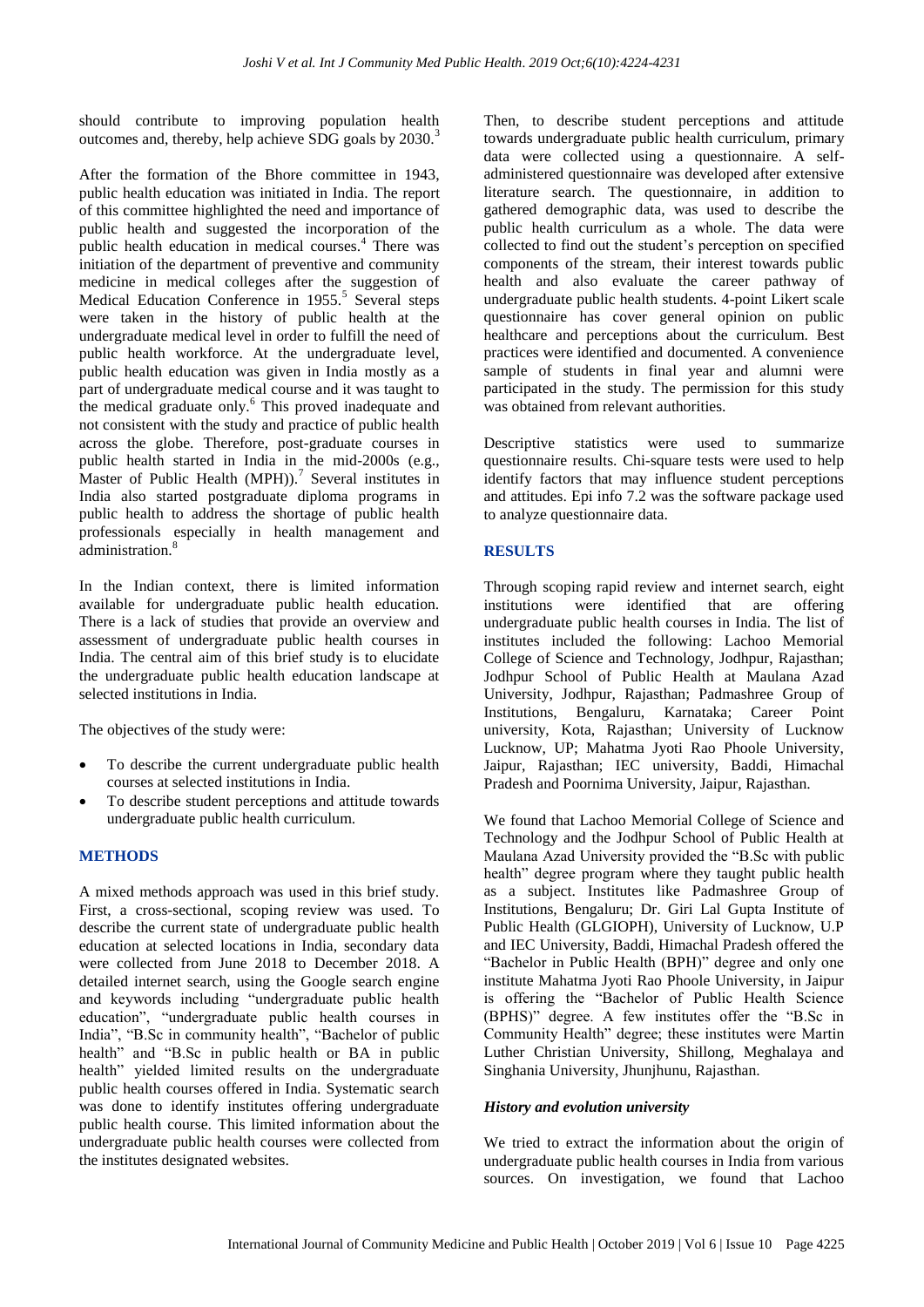should contribute to improving population health outcomes and, thereby, help achieve SDG goals by 2030.[3]

After the formation of the Bhore committee in 1943, public health education was initiated in India. The report of this committee highlighted the need and importance of public health and suggested the incorporation of the public health education in medical courses.[4] There was initiation of the department of preventive and community medicine in medical colleges after the suggestion of Medical Education Conference in 1955.[5] Several steps were taken in the history of public health at the undergraduate medical level in order to fulfill the need of public health workforce. At the undergraduate level, public health education was given in India mostly as a part of undergraduate medical course and it was taught to the medical graduate only.[6] This proved inadequate and not consistent with the study and practice of public health across the globe. Therefore, post-graduate courses in public health started in India in the mid-2000s (e.g., Master of Public Health (MPH)).[7] Several institutes in India also started postgraduate diploma programs in public health to address the shortage of public health professionals especially in health management and administration.[8]

In the Indian context, there is limited information available for undergraduate public health education. There is a lack of studies that provide an overview and assessment of undergraduate public health courses in India. The central aim of this brief study is to elucidate the undergraduate public health education landscape at selected institutions in India.

The objectives of the study were:

- To describe the current undergraduate public health courses at selected institutions in India.
- To describe student perceptions and attitude towards undergraduate public health curriculum.

## METHODS

A mixed methods approach was used in this brief study. First, a cross-sectional, scoping review was used. To describe the current state of undergraduate public health education at selected locations in India, secondary data were collected from June 2018 to December 2018. A detailed internet search, using the Google search engine and keywords including "undergraduate public health education", "undergraduate public health courses in India", "B.Sc in community health", "Bachelor of public health" and "B.Sc in public health or BA in public health" yielded limited results on the undergraduate public health courses offered in India. Systematic search was done to identify institutes offering undergraduate public health course. This limited information about the undergraduate public health courses were collected from the institutes designated websites.

Then, to describe student perceptions and attitude towards undergraduate public health curriculum, primary data were collected using a questionnaire. A self-administered questionnaire was developed after extensive literature search. The questionnaire, in addition to gathered demographic data, was used to describe the public health curriculum as a whole. The data were collected to find out the student's perception on specified components of the stream, their interest towards public health and also evaluate the career pathway of undergraduate public health students. 4-point Likert scale questionnaire has cover general opinion on public healthcare and perceptions about the curriculum. Best practices were identified and documented. A convenience sample of students in final year and alumni were participated in the study. The permission for this study was obtained from relevant authorities.

Descriptive statistics were used to summarize questionnaire results. Chi-square tests were used to help identify factors that may influence student perceptions and attitudes. Epi info 7.2 was the software package used to analyze questionnaire data.

## RESULTS

Through scoping rapid review and internet search, eight institutions were identified that are offering undergraduate public health courses in India. The list of institutes included the following: Lachoo Memorial College of Science and Technology, Jodhpur, Rajasthan; Jodhpur School of Public Health at Maulana Azad University, Jodhpur, Rajasthan; Padmashree Group of Institutions, Bengaluru, Karnataka; Career Point university, Kota, Rajasthan; University of Lucknow Lucknow, UP; Mahatma Jyoti Rao Phoole University, Jaipur, Rajasthan; IEC university, Baddi, Himachal Pradesh and Poornima University, Jaipur, Rajasthan.

We found that Lachoo Memorial College of Science and Technology and the Jodhpur School of Public Health at Maulana Azad University provided the "B.Sc with public health" degree program where they taught public health as a subject. Institutes like Padmashree Group of Institutions, Bengaluru; Dr. Giri Lal Gupta Institute of Public Health (GLGIOPH), University of Lucknow, U.P and IEC University, Baddi, Himachal Pradesh offered the "Bachelor in Public Health (BPH)" degree and only one institute Mahatma Jyoti Rao Phoole University, in Jaipur is offering the "Bachelor of Public Health Science (BPHS)" degree. A few institutes offer the "B.Sc in Community Health" degree; these institutes were Martin Luther Christian University, Shillong, Meghalaya and Singhania University, Jhunjhunu, Rajasthan.

### *History and evolution university*

We tried to extract the information about the origin of undergraduate public health courses in India from various sources. On investigation, we found that Lachoo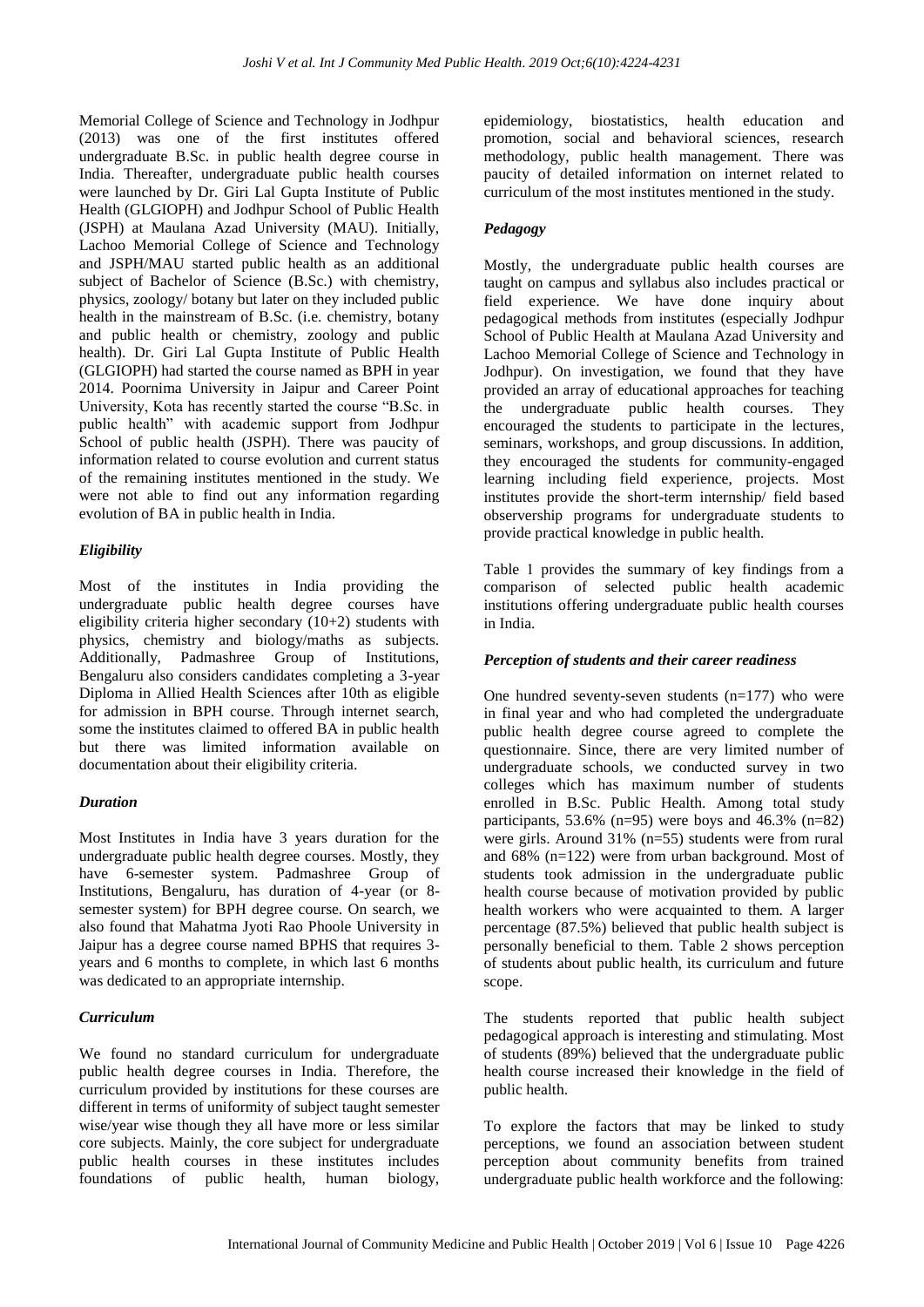Memorial College of Science and Technology in Jodhpur (2013) was one of the first institutes offered undergraduate B.Sc. in public health degree course in India. Thereafter, undergraduate public health courses were launched by Dr. Giri Lal Gupta Institute of Public Health (GLGIOPH) and Jodhpur School of Public Health (JSPH) at Maulana Azad University (MAU). Initially, Lachoo Memorial College of Science and Technology and JSPH/MAU started public health as an additional subject of Bachelor of Science (B.Sc.) with chemistry, physics, zoology/ botany but later on they included public health in the mainstream of B.Sc. (i.e. chemistry, botany and public health or chemistry, zoology and public health). Dr. Giri Lal Gupta Institute of Public Health (GLGIOPH) had started the course named as BPH in year 2014. Poornima University in Jaipur and Career Point University, Kota has recently started the course "B.Sc. in public health" with academic support from Jodhpur School of public health (JSPH). There was paucity of information related to course evolution and current status of the remaining institutes mentioned in the study. We were not able to find out any information regarding evolution of BA in public health in India.

### *Eligibility*

Most of the institutes in India providing the undergraduate public health degree courses have eligibility criteria higher secondary (10+2) students with physics, chemistry and biology/maths as subjects. Additionally, Padmashree Group of Institutions, Bengaluru also considers candidates completing a 3-year Diploma in Allied Health Sciences after 10th as eligible for admission in BPH course. Through internet search, some the institutes claimed to offered BA in public health but there was limited information available on documentation about their eligibility criteria.

### *Duration*

Most Institutes in India have 3 years duration for the undergraduate public health degree courses. Mostly, they have 6-semester system. Padmashree Group of Institutions, Bengaluru, has duration of 4-year (or 8-semester system) for BPH degree course. On search, we also found that Mahatma Jyoti Rao Phoole University in Jaipur has a degree course named BPHS that requires 3-years and 6 months to complete, in which last 6 months was dedicated to an appropriate internship.

### *Curriculum*

We found no standard curriculum for undergraduate public health degree courses in India. Therefore, the curriculum provided by institutions for these courses are different in terms of uniformity of subject taught semester wise/year wise though they all have more or less similar core subjects. Mainly, the core subject for undergraduate public health courses in these institutes includes foundations of public health, human biology, epidemiology, biostatistics, health education and promotion, social and behavioral sciences, research methodology, public health management. There was paucity of detailed information on internet related to curriculum of the most institutes mentioned in the study.

### *Pedagogy*

Mostly, the undergraduate public health courses are taught on campus and syllabus also includes practical or field experience. We have done inquiry about pedagogical methods from institutes (especially Jodhpur School of Public Health at Maulana Azad University and Lachoo Memorial College of Science and Technology in Jodhpur). On investigation, we found that they have provided an array of educational approaches for teaching the undergraduate public health courses. They encouraged the students to participate in the lectures, seminars, workshops, and group discussions. In addition, they encouraged the students for community-engaged learning including field experience, projects. Most institutes provide the short-term internship/ field based observership programs for undergraduate students to provide practical knowledge in public health.

Table 1 provides the summary of key findings from a comparison of selected public health academic institutions offering undergraduate public health courses in India.

### *Perception of students and their career readiness*

One hundred seventy-seven students (n=177) who were in final year and who had completed the undergraduate public health degree course agreed to complete the questionnaire. Since, there are very limited number of undergraduate schools, we conducted survey in two colleges which has maximum number of students enrolled in B.Sc. Public Health. Among total study participants, 53.6% (n=95) were boys and 46.3% (n=82) were girls. Around 31% (n=55) students were from rural and 68% (n=122) were from urban background. Most of students took admission in the undergraduate public health course because of motivation provided by public health workers who were acquainted to them. A larger percentage (87.5%) believed that public health subject is personally beneficial to them. Table 2 shows perception of students about public health, its curriculum and future scope.

The students reported that public health subject pedagogical approach is interesting and stimulating. Most of students (89%) believed that the undergraduate public health course increased their knowledge in the field of public health.

To explore the factors that may be linked to study perceptions, we found an association between student perception about community benefits from trained undergraduate public health workforce and the following: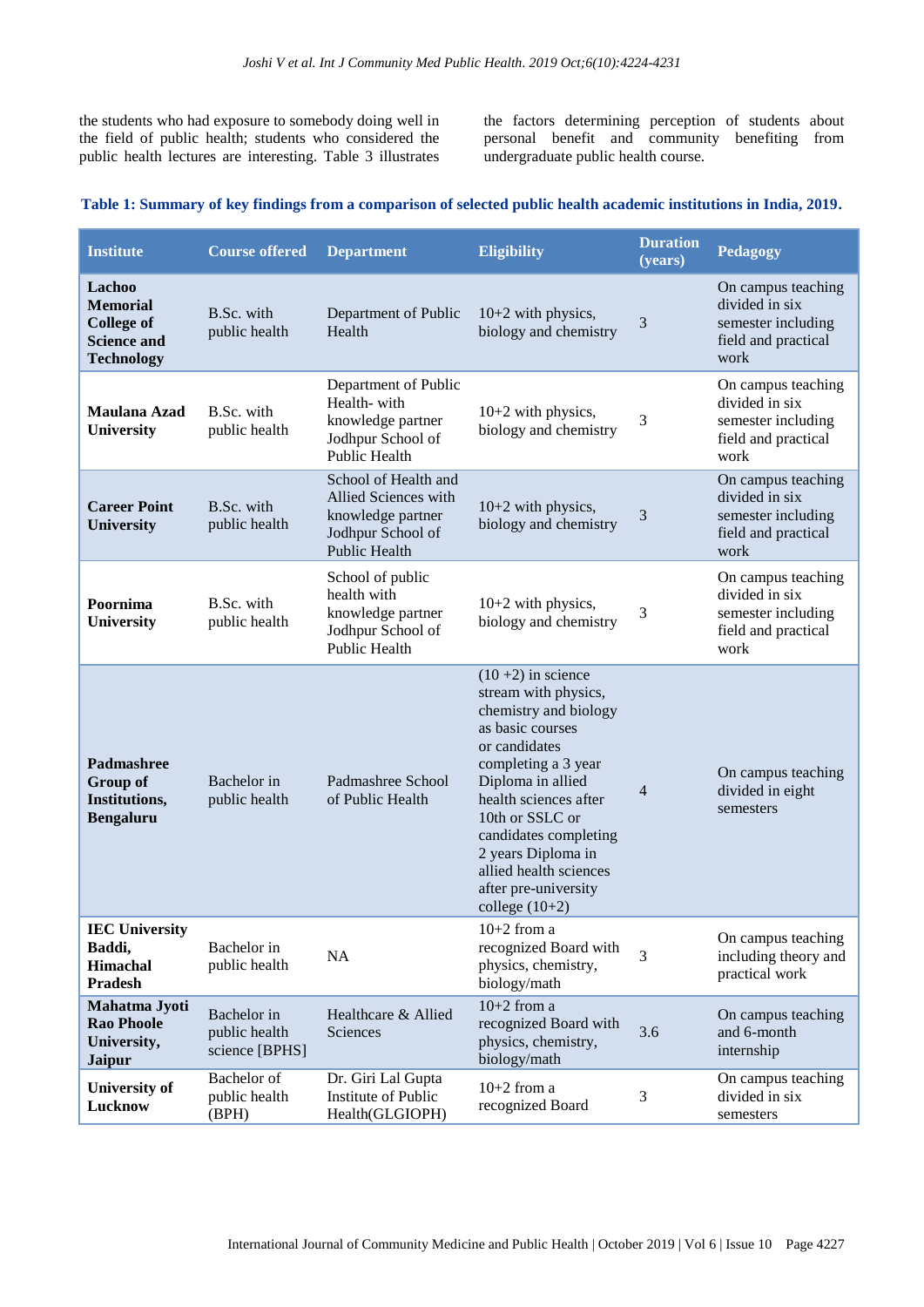the students who had exposure to somebody doing well in the field of public health; students who considered the public health lectures are interesting. Table 3 illustrates the factors determining perception of students about personal benefit and community benefiting from undergraduate public health course.

**Table 1: Summary of key findings from a comparison of selected public health academic institutions in India, 2019.**

| Institute | Course offered | Department | Eligibility | Duration (years) | Pedagogy |
|---|---|---|---|---|---|
| **Lachoo Memorial College of Science and Technology** | B.Sc. with public health | Department of Public Health | 10+2 with physics, biology and chemistry | 3 | On campus teaching divided in six semester including field and practical work |
| **Maulana Azad University** | B.Sc. with public health | Department of Public Health- with knowledge partner Jodhpur School of Public Health | 10+2 with physics, biology and chemistry | 3 | On campus teaching divided in six semester including field and practical work |
| **Career Point University** | B.Sc. with public health | School of Health and Allied Sciences with knowledge partner Jodhpur School of Public Health | 10+2 with physics, biology and chemistry | 3 | On campus teaching divided in six semester including field and practical work |
| **Poornima University** | B.Sc. with public health | School of public health with knowledge partner Jodhpur School of Public Health | 10+2 with physics, biology and chemistry | 3 | On campus teaching divided in six semester including field and practical work |
| **Padmashree Group of Institutions, Bengaluru** | Bachelor in public health | Padmashree School of Public Health | (10 +2) in science stream with physics, chemistry and biology as basic courses or candidates completing a 3 year Diploma in allied health sciences after 10th or SSLC or candidates completing 2 years Diploma in allied health sciences after pre-university college (10+2) | 4 | On campus teaching divided in eight semesters |
| **IEC University Baddi, Himachal Pradesh** | Bachelor in public health | NA | 10+2 from a recognized Board with physics, chemistry, biology/math | 3 | On campus teaching including theory and practical work |
| **Mahatma Jyoti Rao Phoole University, Jaipur** | Bachelor in public health science [BPHS] | Healthcare & Allied Sciences | 10+2 from a recognized Board with physics, chemistry, biology/math | 3.6 | On campus teaching and 6-month internship |
| **University of Lucknow** | Bachelor of public health (BPH) | Dr. Giri Lal Gupta Institute of Public Health(GLGIOPH) | 10+2 from a recognized Board | 3 | On campus teaching divided in six semesters |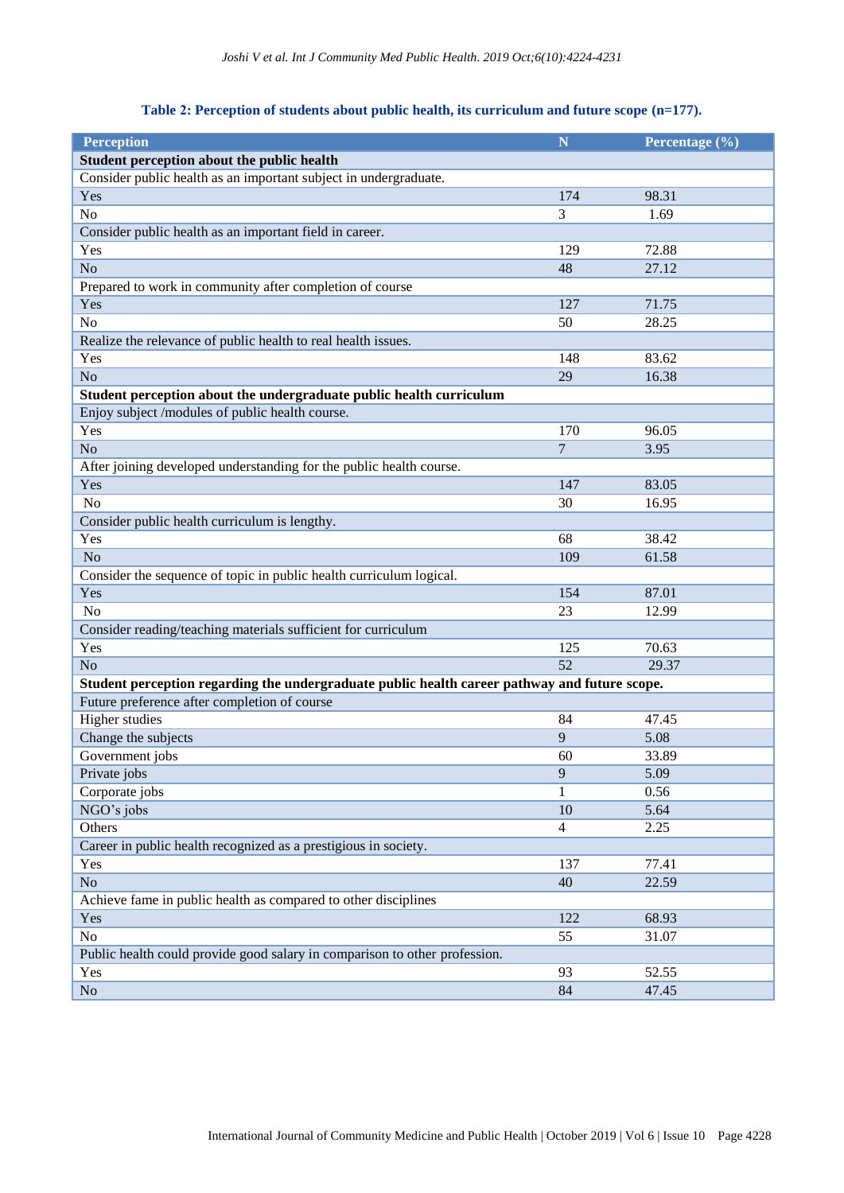**Table 2: Perception of students about public health, its curriculum and future scope (n=177).**

| Perception | N | Percentage (%) |
|---|---|---|
| **Student perception about the public health** | | |
| Consider public health as an important subject in undergraduate. | | |
| Yes | 174 | 98.31 |
| No | 3 | 1.69 |
| Consider public health as an important field in career. | | |
| Yes | 129 | 72.88 |
| No | 48 | 27.12 |
| Prepared to work in community after completion of course | | |
| Yes | 127 | 71.75 |
| No | 50 | 28.25 |
| Realize the relevance of public health to real health issues. | | |
| Yes | 148 | 83.62 |
| No | 29 | 16.38 |
| **Student perception about the undergraduate public health curriculum** | | |
| Enjoy subject /modules of public health course. | | |
| Yes | 170 | 96.05 |
| No | 7 | 3.95 |
| After joining developed understanding for the public health course. | | |
| Yes | 147 | 83.05 |
| No | 30 | 16.95 |
| Consider public health curriculum is lengthy. | | |
| Yes | 68 | 38.42 |
| No | 109 | 61.58 |
| Consider the sequence of topic in public health curriculum logical. | | |
| Yes | 154 | 87.01 |
| No | 23 | 12.99 |
| Consider reading/teaching materials sufficient for curriculum | | |
| Yes | 125 | 70.63 |
| No | 52 | 29.37 |
| **Student perception regarding the undergraduate public health career pathway and future scope.** | | |
| Future preference after completion of course | | |
| Higher studies | 84 | 47.45 |
| Change the subjects | 9 | 5.08 |
| Government jobs | 60 | 33.89 |
| Private jobs | 9 | 5.09 |
| Corporate jobs | 1 | 0.56 |
| NGO's jobs | 10 | 5.64 |
| Others | 4 | 2.25 |
| Career in public health recognized as a prestigious in society. | | |
| Yes | 137 | 77.41 |
| No | 40 | 22.59 |
| Achieve fame in public health as compared to other disciplines | | |
| Yes | 122 | 68.93 |
| No | 55 | 31.07 |
| Public health could provide good salary in comparison to other profession. | | |
| Yes | 93 | 52.55 |
| No | 84 | 47.45 |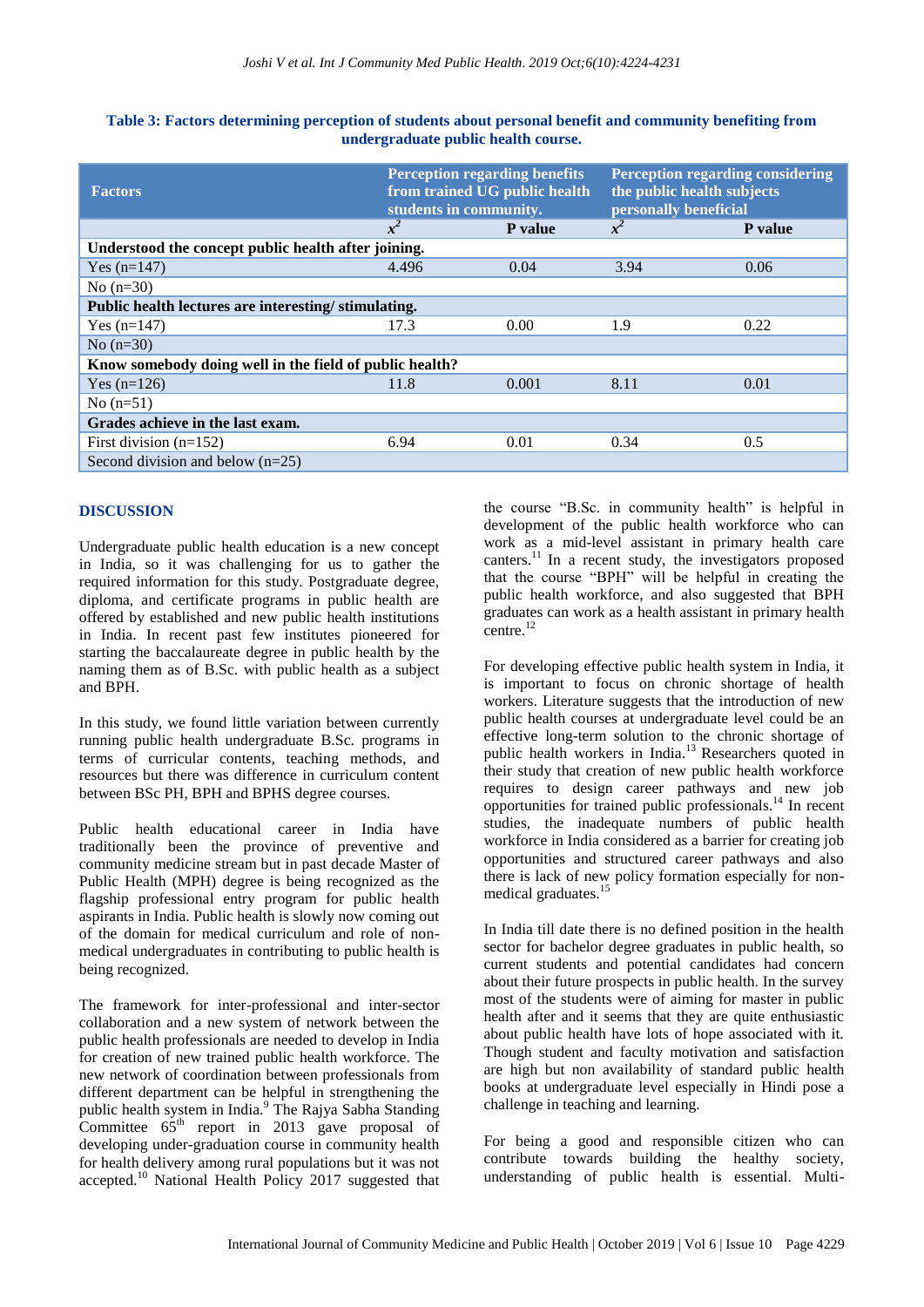**Table 3: Factors determining perception of students about personal benefit and community benefiting from undergraduate public health course.**

| Factors | Perception regarding benefits from trained UG public health students in community. | | Perception regarding considering the public health subjects personally beneficial | |
|---|---|---|---|---|
| | $x^2$ | P value | $x^2$ | P value |
| **Understood the concept public health after joining.** | | | | |
| Yes (n=147) | 4.496 | 0.04 | 3.94 | 0.06 |
| No (n=30) | | | | |
| **Public health lectures are interesting/ stimulating.** | | | | |
| Yes (n=147) | 17.3 | 0.00 | 1.9 | 0.22 |
| No (n=30) | | | | |
| **Know somebody doing well in the field of public health?** | | | | |
| Yes (n=126) | 11.8 | 0.001 | 8.11 | 0.01 |
| No (n=51) | | | | |
| **Grades achieve in the last exam.** | | | | |
| First division (n=152) | 6.94 | 0.01 | 0.34 | 0.5 |
| Second division and below (n=25) | | | | |

## DISCUSSION

Undergraduate public health education is a new concept in India, so it was challenging for us to gather the required information for this study. Postgraduate degree, diploma, and certificate programs in public health are offered by established and new public health institutions in India. In recent past few institutes pioneered for starting the baccalaureate degree in public health by the naming them as of B.Sc. with public health as a subject and BPH.

In this study, we found little variation between currently running public health undergraduate B.Sc. programs in terms of curricular contents, teaching methods, and resources but there was difference in curriculum content between BSc PH, BPH and BPHS degree courses.

Public health educational career in India have traditionally been the province of preventive and community medicine stream but in past decade Master of Public Health (MPH) degree is being recognized as the flagship professional entry program for public health aspirants in India. Public health is slowly now coming out of the domain for medical curriculum and role of non-medical undergraduates in contributing to public health is being recognized.

The framework for inter-professional and inter-sector collaboration and a new system of network between the public health professionals are needed to develop in India for creation of new trained public health workforce. The new network of coordination between professionals from different department can be helpful in strengthening the public health system in India.[9] The Rajya Sabha Standing Committee 65th report in 2013 gave proposal of developing under-graduation course in community health for health delivery among rural populations but it was not accepted.[10] National Health Policy 2017 suggested that the course "B.Sc. in community health" is helpful in development of the public health workforce who can work as a mid-level assistant in primary health care canters.[11] In a recent study, the investigators proposed that the course "BPH" will be helpful in creating the public health workforce, and also suggested that BPH graduates can work as a health assistant in primary health centre.[12]

For developing effective public health system in India, it is important to focus on chronic shortage of health workers. Literature suggests that the introduction of new public health courses at undergraduate level could be an effective long-term solution to the chronic shortage of public health workers in India.[13] Researchers quoted in their study that creation of new public health workforce requires to design career pathways and new job opportunities for trained public professionals.[14] In recent studies, the inadequate numbers of public health workforce in India considered as a barrier for creating job opportunities and structured career pathways and also there is lack of new policy formation especially for non-medical graduates.[15]

In India till date there is no defined position in the health sector for bachelor degree graduates in public health, so current students and potential candidates had concern about their future prospects in public health. In the survey most of the students were of aiming for master in public health after and it seems that they are quite enthusiastic about public health have lots of hope associated with it. Though student and faculty motivation and satisfaction are high but non availability of standard public health books at undergraduate level especially in Hindi pose a challenge in teaching and learning.

For being a good and responsible citizen who can contribute towards building the healthy society, understanding of public health is essential. Multi-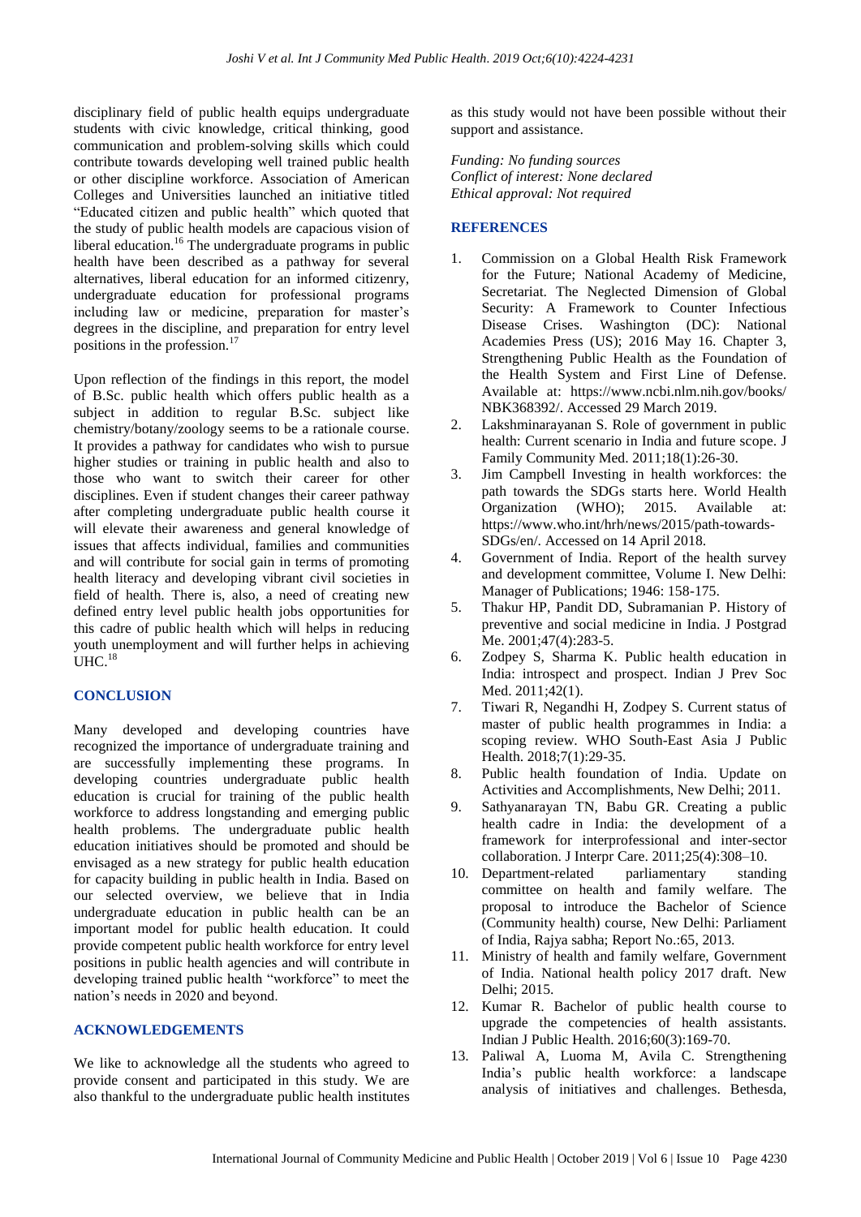disciplinary field of public health equips undergraduate students with civic knowledge, critical thinking, good communication and problem-solving skills which could contribute towards developing well trained public health or other discipline workforce. Association of American Colleges and Universities launched an initiative titled "Educated citizen and public health" which quoted that the study of public health models are capacious vision of liberal education.[16] The undergraduate programs in public health have been described as a pathway for several alternatives, liberal education for an informed citizenry, undergraduate education for professional programs including law or medicine, preparation for master's degrees in the discipline, and preparation for entry level positions in the profession.[17]

Upon reflection of the findings in this report, the model of B.Sc. public health which offers public health as a subject in addition to regular B.Sc. subject like chemistry/botany/zoology seems to be a rationale course. It provides a pathway for candidates who wish to pursue higher studies or training in public health and also to those who want to switch their career for other disciplines. Even if student changes their career pathway after completing undergraduate public health course it will elevate their awareness and general knowledge of issues that affects individual, families and communities and will contribute for social gain in terms of promoting health literacy and developing vibrant civil societies in field of health. There is, also, a need of creating new defined entry level public health jobs opportunities for this cadre of public health which will helps in reducing youth unemployment and will further helps in achieving UHC.[18]

## CONCLUSION

Many developed and developing countries have recognized the importance of undergraduate training and are successfully implementing these programs. In developing countries undergraduate public health education is crucial for training of the public health workforce to address longstanding and emerging public health problems. The undergraduate public health education initiatives should be promoted and should be envisaged as a new strategy for public health education for capacity building in public health in India. Based on our selected overview, we believe that in India undergraduate education in public health can be an important model for public health education. It could provide competent public health workforce for entry level positions in public health agencies and will contribute in developing trained public health "workforce" to meet the nation's needs in 2020 and beyond.

## ACKNOWLEDGEMENTS

We like to acknowledge all the students who agreed to provide consent and participated in this study. We are also thankful to the undergraduate public health institutes as this study would not have been possible without their support and assistance.

*Funding: No funding sources*
*Conflict of interest: None declared*
*Ethical approval: Not required*

## REFERENCES

1. Commission on a Global Health Risk Framework for the Future; National Academy of Medicine, Secretariat. The Neglected Dimension of Global Security: A Framework to Counter Infectious Disease Crises. Washington (DC): National Academies Press (US); 2016 May 16. Chapter 3, Strengthening Public Health as the Foundation of the Health System and First Line of Defense. Available at: https://www.ncbi.nlm.nih.gov/books/NBK368392/. Accessed 29 March 2019.
2. Lakshminarayanan S. Role of government in public health: Current scenario in India and future scope. J Family Community Med. 2011;18(1):26-30.
3. Jim Campbell Investing in health workforces: the path towards the SDGs starts here. World Health Organization (WHO); 2015. Available at: https://www.who.int/hrh/news/2015/path-towards-SDGs/en/. Accessed on 14 April 2018.
4. Government of India. Report of the health survey and development committee, Volume I. New Delhi: Manager of Publications; 1946: 158-175.
5. Thakur HP, Pandit DD, Subramanian P. History of preventive and social medicine in India. J Postgrad Me. 2001;47(4):283-5.
6. Zodpey S, Sharma K. Public health education in India: introspect and prospect. Indian J Prev Soc Med. 2011;42(1).
7. Tiwari R, Negandhi H, Zodpey S. Current status of master of public health programmes in India: a scoping review. WHO South-East Asia J Public Health. 2018;7(1):29-35.
8. Public health foundation of India. Update on Activities and Accomplishments, New Delhi; 2011.
9. Sathyanarayan TN, Babu GR. Creating a public health cadre in India: the development of a framework for interprofessional and inter-sector collaboration. J Interpr Care. 2011;25(4):308–10.
10. Department-related parliamentary standing committee on health and family welfare. The proposal to introduce the Bachelor of Science (Community health) course, New Delhi: Parliament of India, Rajya sabha; Report No.:65, 2013.
11. Ministry of health and family welfare, Government of India. National health policy 2017 draft. New Delhi; 2015.
12. Kumar R. Bachelor of public health course to upgrade the competencies of health assistants. Indian J Public Health. 2016;60(3):169-70.
13. Paliwal A, Luoma M, Avila C. Strengthening India's public health workforce: a landscape analysis of initiatives and challenges. Bethesda,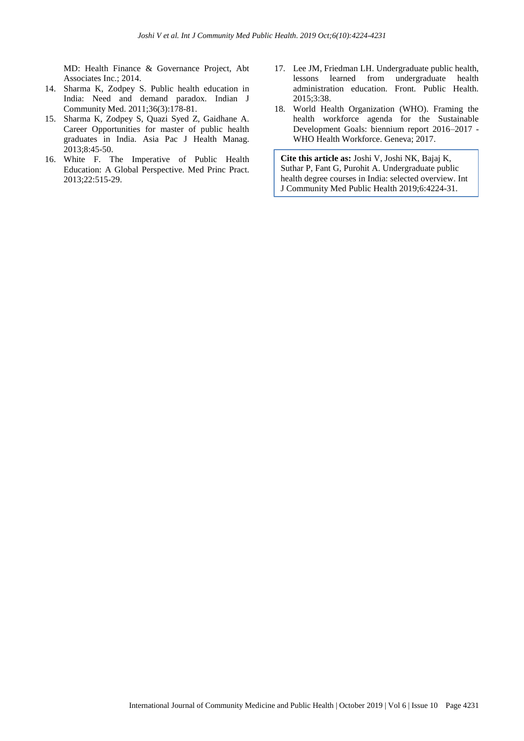MD: Health Finance & Governance Project, Abt Associates Inc.; 2014.

14. Sharma K, Zodpey S. Public health education in India: Need and demand paradox. Indian J Community Med. 2011;36(3):178-81.
15. Sharma K, Zodpey S, Quazi Syed Z, Gaidhane A. Career Opportunities for master of public health graduates in India. Asia Pac J Health Manag. 2013;8:45-50.
16. White F. The Imperative of Public Health Education: A Global Perspective. Med Princ Pract. 2013;22:515-29.
17. Lee JM, Friedman LH. Undergraduate public health, lessons learned from undergraduate health administration education. Front. Public Health. 2015;3:38.
18. World Health Organization (WHO). Framing the health workforce agenda for the Sustainable Development Goals: biennium report 2016–2017 - WHO Health Workforce. Geneva; 2017.

**Cite this article as:** Joshi V, Joshi NK, Bajaj K, Suthar P, Fant G, Purohit A. Undergraduate public health degree courses in India: selected overview. Int J Community Med Public Health 2019;6:4224-31.